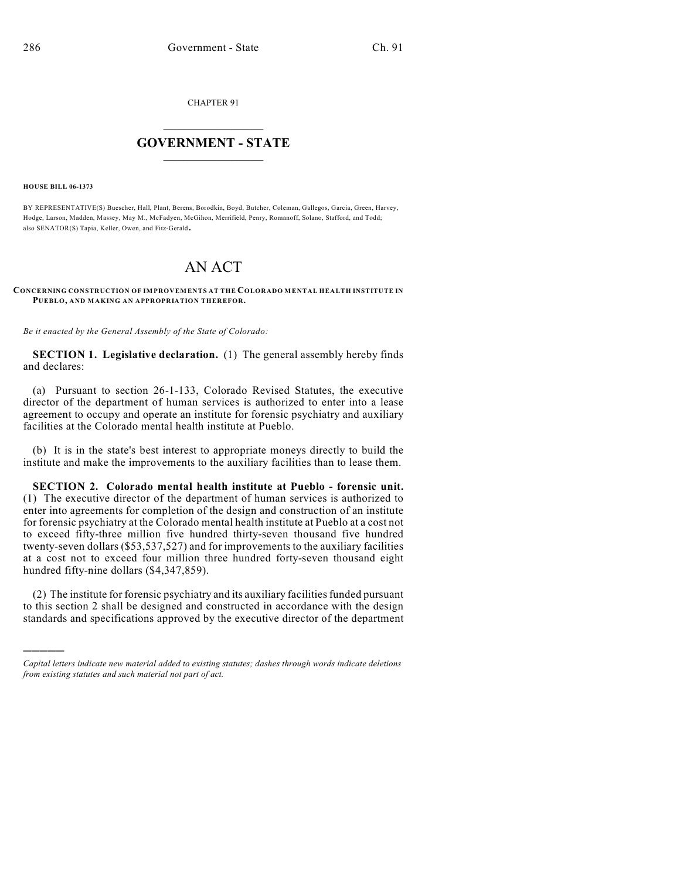CHAPTER 91

# GOVERNMENT - STATE

**HOUSE BILL 06-1373**

BY REPRESENTATIVE(S) Buescher, Hall, Plant, Berens, Borodkin, Boyd, Butcher, Coleman, Gallegos, Garcia, Green, Harvey, Hodge, Larson, Madden, Massey, May M., McFadyen, McGihon, Merrifield, Penry, Romanoff, Solano, Stafford, and Todd; also SENATOR(S) Tapia, Keller, Owen, and Fitz-Gerald.

# AN ACT

**CONCERNING CONSTRUCTION OF IMPROVEMENTS AT THE COLORADO MENTAL HEALTH INSTITUTE IN PUEBLO, AND MAKING AN APPROPRIATION THEREFOR.**

*Be it enacted by the General Assembly of the State of Colorado:*

**SECTION 1. Legislative declaration.** (1) The general assembly hereby finds and declares:

(a) Pursuant to section 26-1-133, Colorado Revised Statutes, the executive director of the department of human services is authorized to enter into a lease agreement to occupy and operate an institute for forensic psychiatry and auxiliary facilities at the Colorado mental health institute at Pueblo.

(b) It is in the state's best interest to appropriate moneys directly to build the institute and make the improvements to the auxiliary facilities than to lease them.

**SECTION 2. Colorado mental health institute at Pueblo - forensic unit.** (1) The executive director of the department of human services is authorized to enter into agreements for completion of the design and construction of an institute for forensic psychiatry at the Colorado mental health institute at Pueblo at a cost not to exceed fifty-three million five hundred thirty-seven thousand five hundred twenty-seven dollars ($53,537,527) and for improvements to the auxiliary facilities at a cost not to exceed four million three hundred forty-seven thousand eight hundred fifty-nine dollars ($4,347,859).

(2) The institute for forensic psychiatry and its auxiliary facilities funded pursuant to this section 2 shall be designed and constructed in accordance with the design standards and specifications approved by the executive director of the department

---

*Capital letters indicate new material added to existing statutes; dashes through words indicate deletions from existing statutes and such material not part of act.*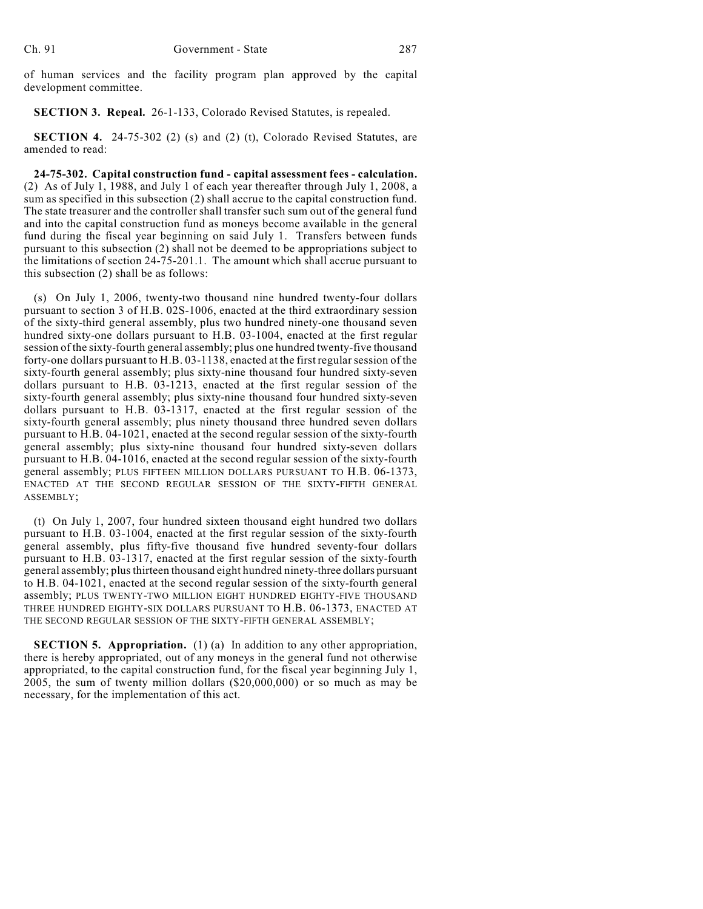of human services and the facility program plan approved by the capital development committee.

**SECTION 3. Repeal.** 26-1-133, Colorado Revised Statutes, is repealed.

**SECTION 4.** 24-75-302 (2) (s) and (2) (t), Colorado Revised Statutes, are amended to read:

**24-75-302. Capital construction fund - capital assessment fees - calculation.** (2) As of July 1, 1988, and July 1 of each year thereafter through July 1, 2008, a sum as specified in this subsection (2) shall accrue to the capital construction fund. The state treasurer and the controller shall transfer such sum out of the general fund and into the capital construction fund as moneys become available in the general fund during the fiscal year beginning on said July 1. Transfers between funds pursuant to this subsection (2) shall not be deemed to be appropriations subject to the limitations of section 24-75-201.1. The amount which shall accrue pursuant to this subsection (2) shall be as follows:

(s) On July 1, 2006, twenty-two thousand nine hundred twenty-four dollars pursuant to section 3 of H.B. 02S-1006, enacted at the third extraordinary session of the sixty-third general assembly, plus two hundred ninety-one thousand seven hundred sixty-one dollars pursuant to H.B. 03-1004, enacted at the first regular session of the sixty-fourth general assembly; plus one hundred twenty-five thousand forty-one dollars pursuant to H.B. 03-1138, enacted at the first regular session of the sixty-fourth general assembly; plus sixty-nine thousand four hundred sixty-seven dollars pursuant to H.B. 03-1213, enacted at the first regular session of the sixty-fourth general assembly; plus sixty-nine thousand four hundred sixty-seven dollars pursuant to H.B. 03-1317, enacted at the first regular session of the sixty-fourth general assembly; plus ninety thousand three hundred seven dollars pursuant to H.B. 04-1021, enacted at the second regular session of the sixty-fourth general assembly; plus sixty-nine thousand four hundred sixty-seven dollars pursuant to H.B. 04-1016, enacted at the second regular session of the sixty-fourth general assembly; PLUS FIFTEEN MILLION DOLLARS PURSUANT TO H.B. 06-1373, ENACTED AT THE SECOND REGULAR SESSION OF THE SIXTY-FIFTH GENERAL ASSEMBLY;

(t) On July 1, 2007, four hundred sixteen thousand eight hundred two dollars pursuant to H.B. 03-1004, enacted at the first regular session of the sixty-fourth general assembly, plus fifty-five thousand five hundred seventy-four dollars pursuant to H.B. 03-1317, enacted at the first regular session of the sixty-fourth general assembly; plus thirteen thousand eight hundred ninety-three dollars pursuant to H.B. 04-1021, enacted at the second regular session of the sixty-fourth general assembly; PLUS TWENTY-TWO MILLION EIGHT HUNDRED EIGHTY-FIVE THOUSAND THREE HUNDRED EIGHTY-SIX DOLLARS PURSUANT TO H.B. 06-1373, ENACTED AT THE SECOND REGULAR SESSION OF THE SIXTY-FIFTH GENERAL ASSEMBLY;

**SECTION 5. Appropriation.** (1) (a) In addition to any other appropriation, there is hereby appropriated, out of any moneys in the general fund not otherwise appropriated, to the capital construction fund, for the fiscal year beginning July 1, 2005, the sum of twenty million dollars ($20,000,000) or so much as may be necessary, for the implementation of this act.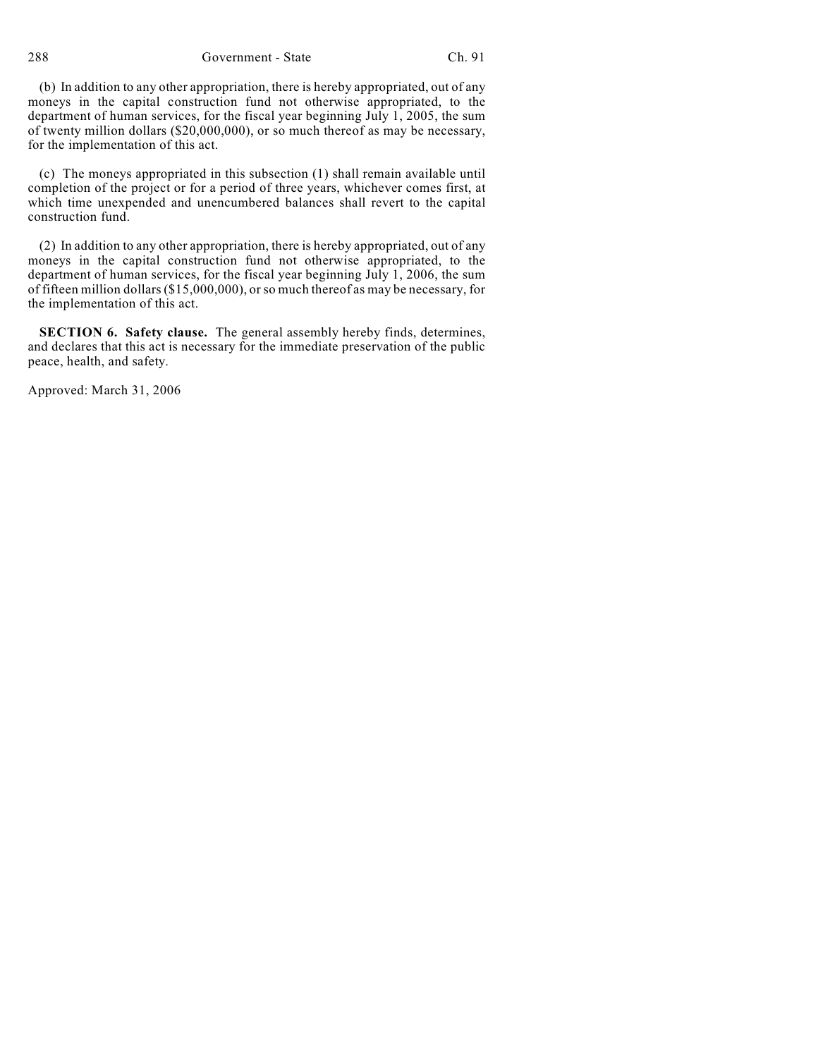(b) In addition to any other appropriation, there is hereby appropriated, out of any moneys in the capital construction fund not otherwise appropriated, to the department of human services, for the fiscal year beginning July 1, 2005, the sum of twenty million dollars ($20,000,000), or so much thereof as may be necessary, for the implementation of this act.

(c) The moneys appropriated in this subsection (1) shall remain available until completion of the project or for a period of three years, whichever comes first, at which time unexpended and unencumbered balances shall revert to the capital construction fund.

(2) In addition to any other appropriation, there is hereby appropriated, out of any moneys in the capital construction fund not otherwise appropriated, to the department of human services, for the fiscal year beginning July 1, 2006, the sum of fifteen million dollars ($15,000,000), or so much thereof as may be necessary, for the implementation of this act.

**SECTION 6. Safety clause.** The general assembly hereby finds, determines, and declares that this act is necessary for the immediate preservation of the public peace, health, and safety.

Approved: March 31, 2006